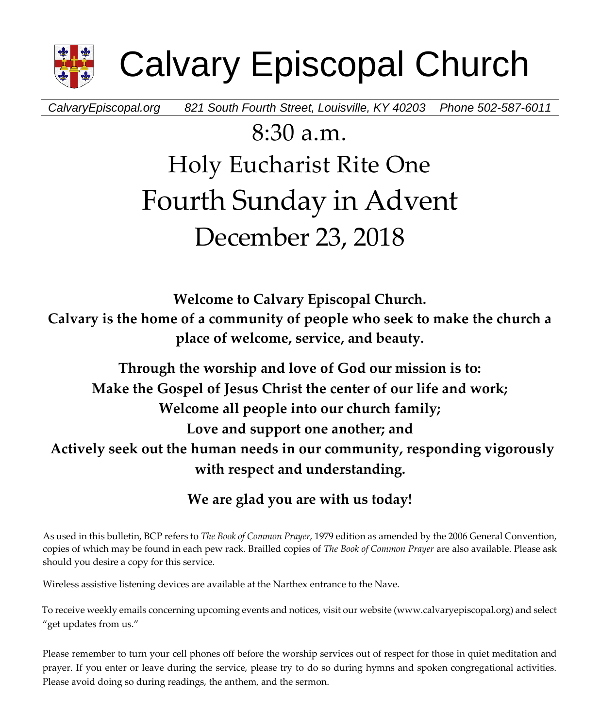# Calvary Episcopal Church

*CalvaryEpiscopal.org      821 South Fourth Street, Louisville, KY 40203    Phone 502-587-6011*

## 8:30 a.m.

## Holy Eucharist Rite One

# Fourth Sunday in Advent

## December 23, 2018

**Welcome to Calvary Episcopal Church.**
**Calvary is the home of a community of people who seek to make the church a place of welcome, service, and beauty.**

**Through the worship and love of God our mission is to:**
**Make the Gospel of Jesus Christ the center of our life and work;**
**Welcome all people into our church family;**
**Love and support one another; and**
**Actively seek out the human needs in our community, responding vigorously with respect and understanding.**

**We are glad you are with us today!**

As used in this bulletin, BCP refers to *The Book of Common Prayer*, 1979 edition as amended by the 2006 General Convention, copies of which may be found in each pew rack. Brailled copies of *The Book of Common Prayer* are also available. Please ask should you desire a copy for this service.

Wireless assistive listening devices are available at the Narthex entrance to the Nave.

To receive weekly emails concerning upcoming events and notices, visit our website (www.calvaryepiscopal.org) and select "get updates from us."

Please remember to turn your cell phones off before the worship services out of respect for those in quiet meditation and prayer. If you enter or leave during the service, please try to do so during hymns and spoken congregational activities. Please avoid doing so during readings, the anthem, and the sermon.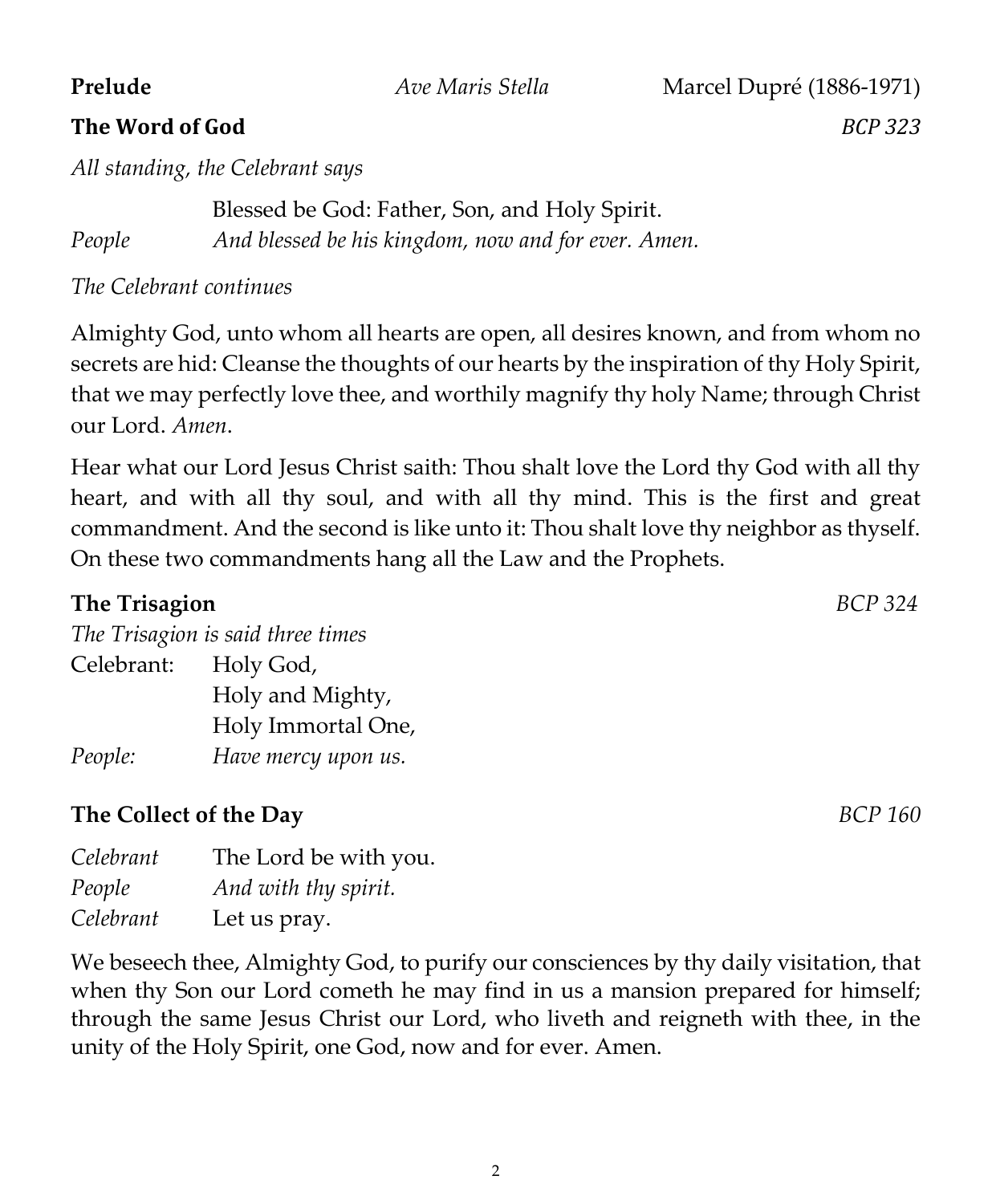**Prelude** *Ave Maris Stella* Marcel Dupré (1886-1971)

**The Word of God** *BCP 323*

*All standing, the Celebrant says*

Blessed be God: Father, Son, and Holy Spirit.

*People* *And blessed be his kingdom, now and for ever. Amen.*

*The Celebrant continues*

Almighty God, unto whom all hearts are open, all desires known, and from whom no secrets are hid: Cleanse the thoughts of our hearts by the inspiration of thy Holy Spirit, that we may perfectly love thee, and worthily magnify thy holy Name; through Christ our Lord. *Amen*.

Hear what our Lord Jesus Christ saith: Thou shalt love the Lord thy God with all thy heart, and with all thy soul, and with all thy mind. This is the first and great commandment. And the second is like unto it: Thou shalt love thy neighbor as thyself. On these two commandments hang all the Law and the Prophets.

**The Trisagion** *BCP 324*

*The Trisagion is said three times*

Celebrant: Holy God,
Holy and Mighty,
Holy Immortal One,

*People:* *Have mercy upon us.*

**The Collect of the Day** *BCP 160*

*Celebrant* The Lord be with you.
*People* *And with thy spirit.*
*Celebrant* Let us pray.

We beseech thee, Almighty God, to purify our consciences by thy daily visitation, that when thy Son our Lord cometh he may find in us a mansion prepared for himself; through the same Jesus Christ our Lord, who liveth and reigneth with thee, in the unity of the Holy Spirit, one God, now and for ever. Amen.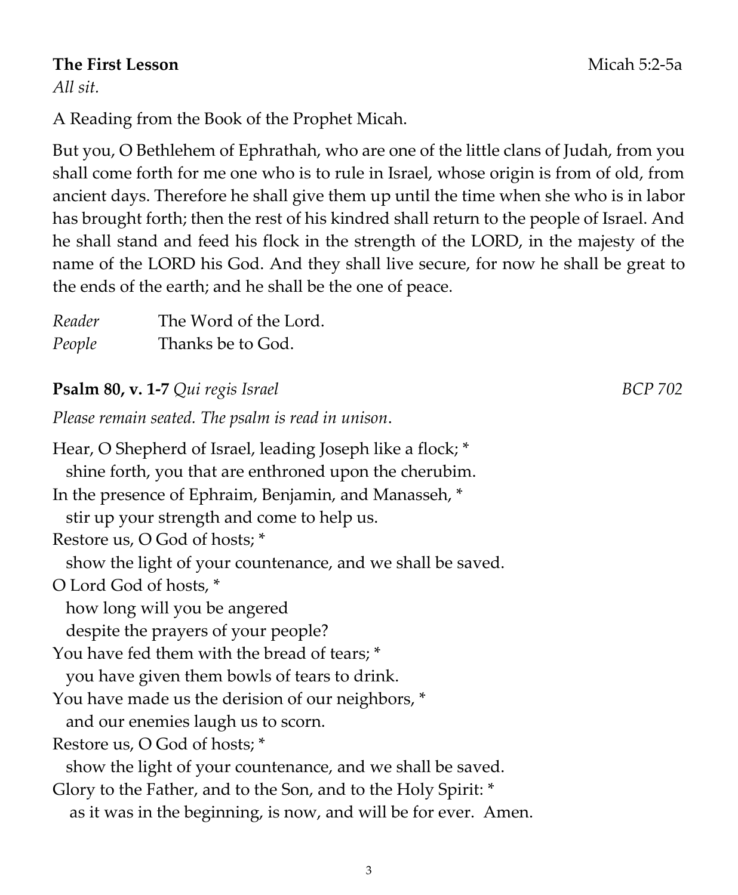**The First Lesson** Micah 5:2-5a

*All sit.*

A Reading from the Book of the Prophet Micah.

But you, O Bethlehem of Ephrathah, who are one of the little clans of Judah, from you shall come forth for me one who is to rule in Israel, whose origin is from of old, from ancient days. Therefore he shall give them up until the time when she who is in labor has brought forth; then the rest of his kindred shall return to the people of Israel. And he shall stand and feed his flock in the strength of the LORD, in the majesty of the name of the LORD his God. And they shall live secure, for now he shall be great to the ends of the earth; and he shall be the one of peace.

*Reader* The Word of the Lord.
*People* Thanks be to God.

**Psalm 80, v. 1-7** *Qui regis Israel* *BCP 702*

*Please remain seated. The psalm is read in unison.*

Hear, O Shepherd of Israel, leading Joseph like a flock; *
  shine forth, you that are enthroned upon the cherubim.
In the presence of Ephraim, Benjamin, and Manasseh, *
  stir up your strength and come to help us.
Restore us, O God of hosts; *
  show the light of your countenance, and we shall be saved.
O Lord God of hosts, *
  how long will you be angered
  despite the prayers of your people?
You have fed them with the bread of tears; *
  you have given them bowls of tears to drink.
You have made us the derision of our neighbors, *
  and our enemies laugh us to scorn.
Restore us, O God of hosts; *
  show the light of your countenance, and we shall be saved.
Glory to the Father, and to the Son, and to the Holy Spirit: *
  as it was in the beginning, is now, and will be for ever. Amen.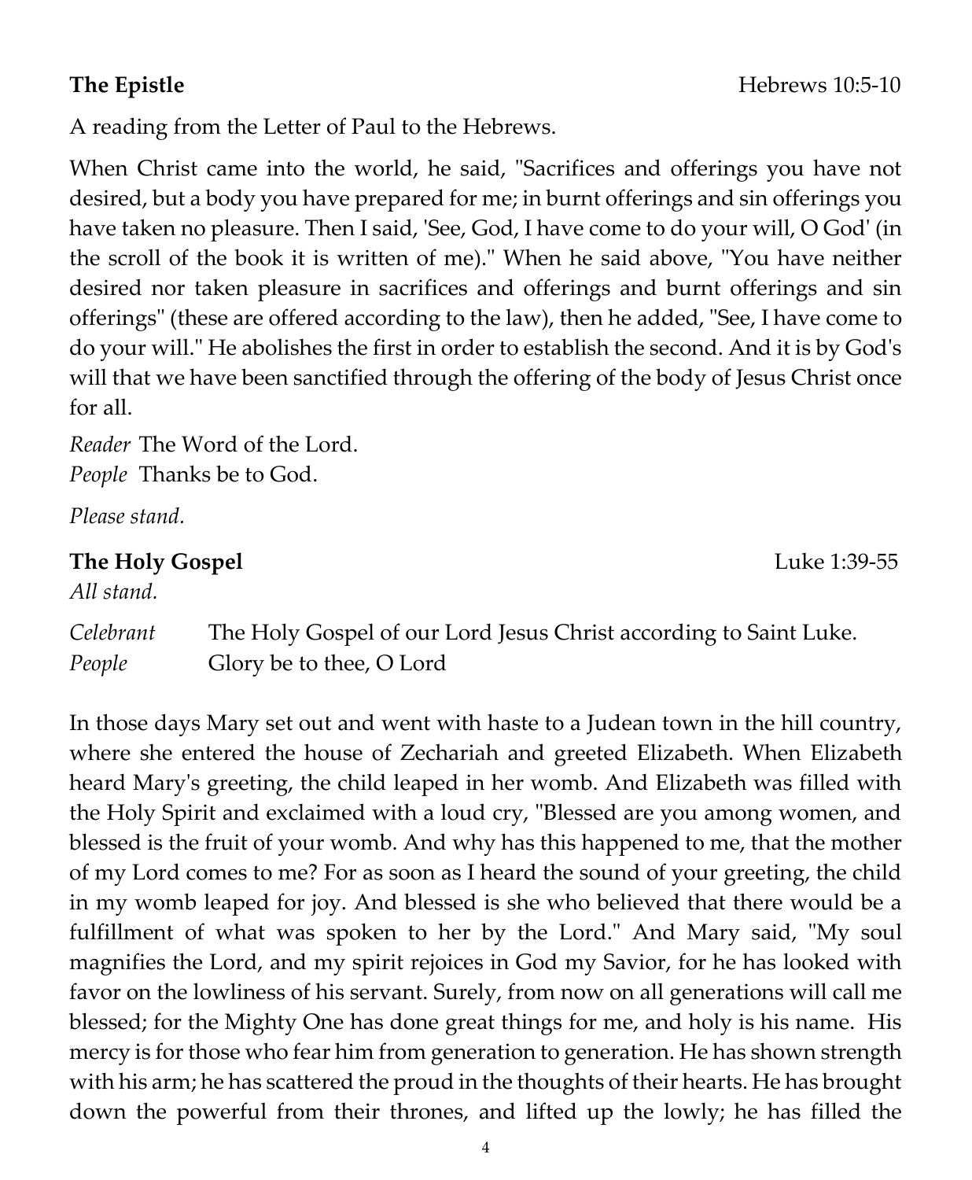**The Epistle** Hebrews 10:5-10

A reading from the Letter of Paul to the Hebrews.

When Christ came into the world, he said, "Sacrifices and offerings you have not desired, but a body you have prepared for me; in burnt offerings and sin offerings you have taken no pleasure. Then I said, 'See, God, I have come to do your will, O God' (in the scroll of the book it is written of me)." When he said above, "You have neither desired nor taken pleasure in sacrifices and offerings and burnt offerings and sin offerings" (these are offered according to the law), then he added, "See, I have come to do your will." He abolishes the first in order to establish the second. And it is by God's will that we have been sanctified through the offering of the body of Jesus Christ once for all.

*Reader* The Word of the Lord.
*People* Thanks be to God.

*Please stand.*

**The Holy Gospel** Luke 1:39-55

*All stand.*

*Celebrant* The Holy Gospel of our Lord Jesus Christ according to Saint Luke.
*People* Glory be to thee, O Lord

In those days Mary set out and went with haste to a Judean town in the hill country, where she entered the house of Zechariah and greeted Elizabeth. When Elizabeth heard Mary's greeting, the child leaped in her womb. And Elizabeth was filled with the Holy Spirit and exclaimed with a loud cry, "Blessed are you among women, and blessed is the fruit of your womb. And why has this happened to me, that the mother of my Lord comes to me? For as soon as I heard the sound of your greeting, the child in my womb leaped for joy. And blessed is she who believed that there would be a fulfillment of what was spoken to her by the Lord." And Mary said, "My soul magnifies the Lord, and my spirit rejoices in God my Savior, for he has looked with favor on the lowliness of his servant. Surely, from now on all generations will call me blessed; for the Mighty One has done great things for me, and holy is his name. His mercy is for those who fear him from generation to generation. He has shown strength with his arm; he has scattered the proud in the thoughts of their hearts. He has brought down the powerful from their thrones, and lifted up the lowly; he has filled the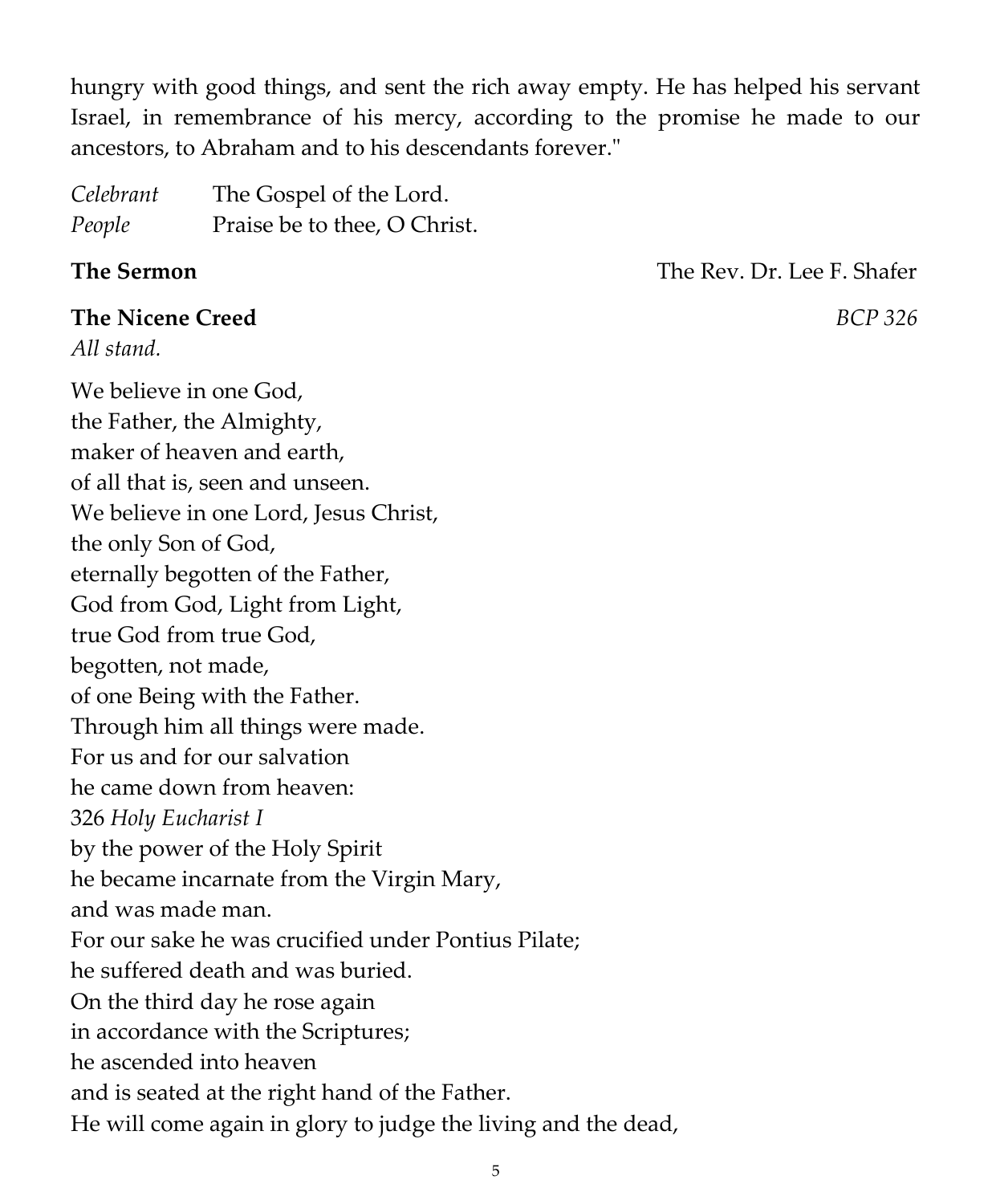hungry with good things, and sent the rich away empty. He has helped his servant Israel, in remembrance of his mercy, according to the promise he made to our ancestors, to Abraham and to his descendants forever."

*Celebrant* The Gospel of the Lord.
*People* Praise be to thee, O Christ.

**The Sermon** The Rev. Dr. Lee F. Shafer

**The Nicene Creed** *BCP 326*

*All stand.*

We believe in one God,
the Father, the Almighty,
maker of heaven and earth,
of all that is, seen and unseen.
We believe in one Lord, Jesus Christ,
the only Son of God,
eternally begotten of the Father,
God from God, Light from Light,
true God from true God,
begotten, not made,
of one Being with the Father.
Through him all things were made.
For us and for our salvation
he came down from heaven:
326 *Holy Eucharist I*
by the power of the Holy Spirit
he became incarnate from the Virgin Mary,
and was made man.
For our sake he was crucified under Pontius Pilate;
he suffered death and was buried.
On the third day he rose again
in accordance with the Scriptures;
he ascended into heaven
and is seated at the right hand of the Father.
He will come again in glory to judge the living and the dead,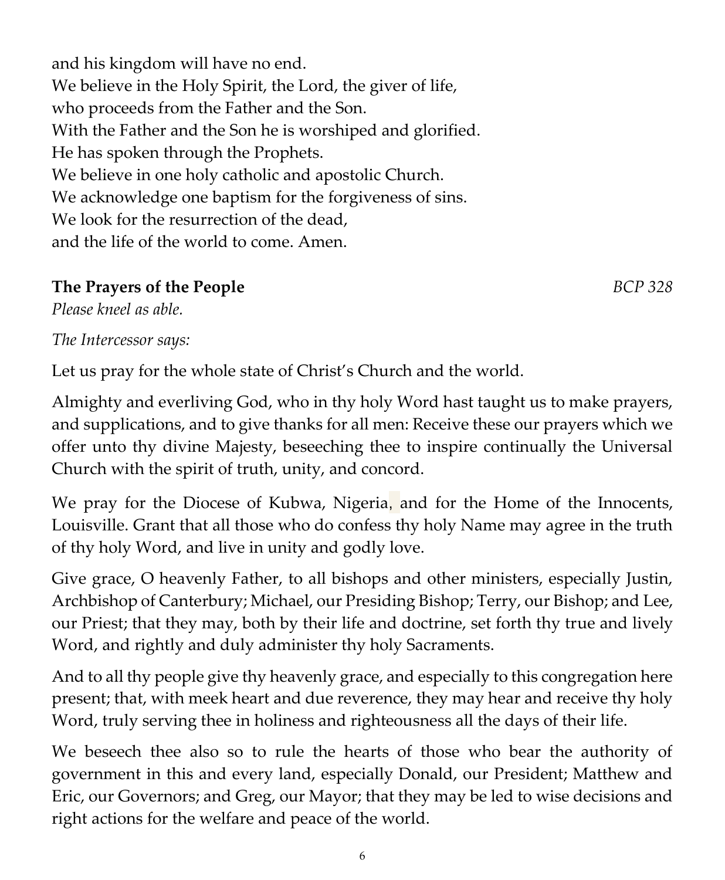and his kingdom will have no end.
We believe in the Holy Spirit, the Lord, the giver of life,
who proceeds from the Father and the Son.
With the Father and the Son he is worshiped and glorified.
He has spoken through the Prophets.
We believe in one holy catholic and apostolic Church.
We acknowledge one baptism for the forgiveness of sins.
We look for the resurrection of the dead,
and the life of the world to come. Amen.

**The Prayers of the People** *BCP 328*

*Please kneel as able.*

*The Intercessor says:*

Let us pray for the whole state of Christ's Church and the world.

Almighty and everliving God, who in thy holy Word hast taught us to make prayers, and supplications, and to give thanks for all men: Receive these our prayers which we offer unto thy divine Majesty, beseeching thee to inspire continually the Universal Church with the spirit of truth, unity, and concord.

We pray for the Diocese of Kubwa, Nigeria, and for the Home of the Innocents, Louisville. Grant that all those who do confess thy holy Name may agree in the truth of thy holy Word, and live in unity and godly love.

Give grace, O heavenly Father, to all bishops and other ministers, especially Justin, Archbishop of Canterbury; Michael, our Presiding Bishop; Terry, our Bishop; and Lee, our Priest; that they may, both by their life and doctrine, set forth thy true and lively Word, and rightly and duly administer thy holy Sacraments.

And to all thy people give thy heavenly grace, and especially to this congregation here present; that, with meek heart and due reverence, they may hear and receive thy holy Word, truly serving thee in holiness and righteousness all the days of their life.

We beseech thee also so to rule the hearts of those who bear the authority of government in this and every land, especially Donald, our President; Matthew and Eric, our Governors; and Greg, our Mayor; that they may be led to wise decisions and right actions for the welfare and peace of the world.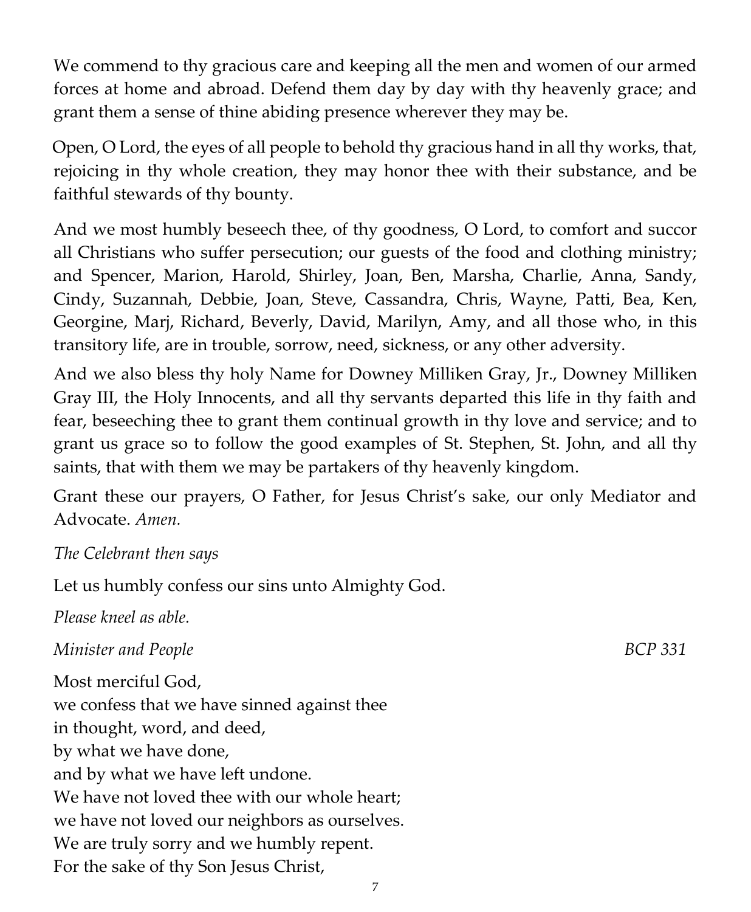We commend to thy gracious care and keeping all the men and women of our armed forces at home and abroad. Defend them day by day with thy heavenly grace; and grant them a sense of thine abiding presence wherever they may be.

Open, O Lord, the eyes of all people to behold thy gracious hand in all thy works, that, rejoicing in thy whole creation, they may honor thee with their substance, and be faithful stewards of thy bounty.

And we most humbly beseech thee, of thy goodness, O Lord, to comfort and succor all Christians who suffer persecution; our guests of the food and clothing ministry; and Spencer, Marion, Harold, Shirley, Joan, Ben, Marsha, Charlie, Anna, Sandy, Cindy, Suzannah, Debbie, Joan, Steve, Cassandra, Chris, Wayne, Patti, Bea, Ken, Georgine, Marj, Richard, Beverly, David, Marilyn, Amy, and all those who, in this transitory life, are in trouble, sorrow, need, sickness, or any other adversity.

And we also bless thy holy Name for Downey Milliken Gray, Jr., Downey Milliken Gray III, the Holy Innocents, and all thy servants departed this life in thy faith and fear, beseeching thee to grant them continual growth in thy love and service; and to grant us grace so to follow the good examples of St. Stephen, St. John, and all thy saints, that with them we may be partakers of thy heavenly kingdom.

Grant these our prayers, O Father, for Jesus Christ's sake, our only Mediator and Advocate. *Amen.*

*The Celebrant then says*

Let us humbly confess our sins unto Almighty God.

*Please kneel as able.*

*Minister and People* *BCP 331*

Most merciful God,  
we confess that we have sinned against thee  
in thought, word, and deed,  
by what we have done,  
and by what we have left undone.  
We have not loved thee with our whole heart;  
we have not loved our neighbors as ourselves.  
We are truly sorry and we humbly repent.  
For the sake of thy Son Jesus Christ,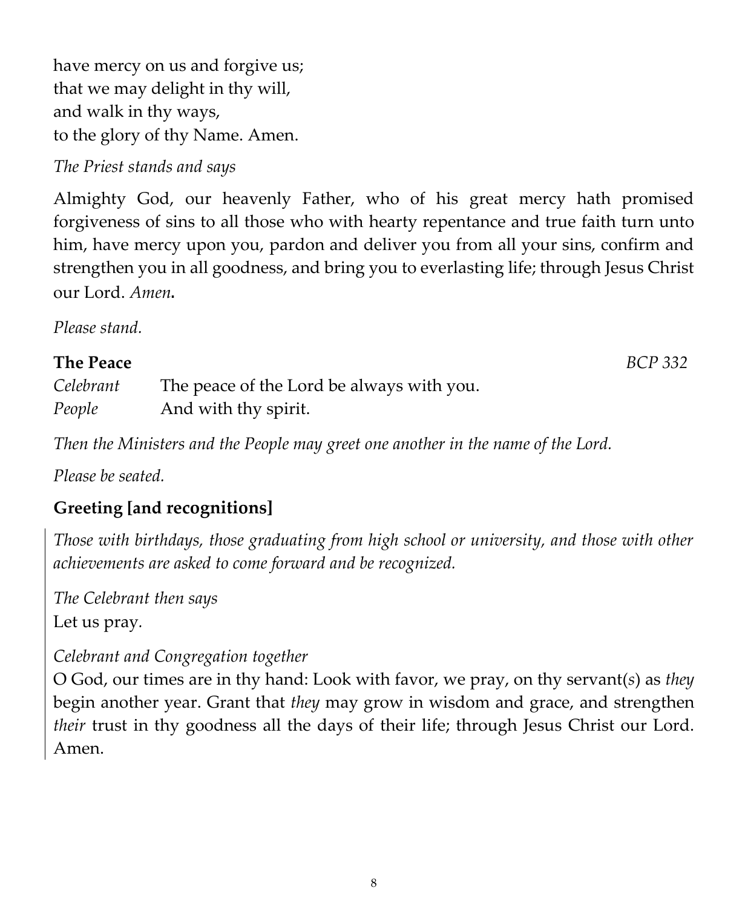have mercy on us and forgive us;  
that we may delight in thy will,  
and walk in thy ways,  
to the glory of thy Name. Amen.

*The Priest stands and says*

Almighty God, our heavenly Father, who of his great mercy hath promised forgiveness of sins to all those who with hearty repentance and true faith turn unto him, have mercy upon you, pardon and deliver you from all your sins, confirm and strengthen you in all goodness, and bring you to everlasting life; through Jesus Christ our Lord. *Amen***.**

*Please stand.*

**The Peace** *BCP 332*

*Celebrant* The peace of the Lord be always with you.  
*People* And with thy spirit.

*Then the Ministers and the People may greet one another in the name of the Lord.*

*Please be seated.*

## Greeting [and recognitions]

*Those with birthdays, those graduating from high school or university, and those with other achievements are asked to come forward and be recognized.*

*The Celebrant then says*  
Let us pray.

*Celebrant and Congregation together*  
O God, our times are in thy hand: Look with favor, we pray, on thy servant(*s*) as *they* begin another year. Grant that *they* may grow in wisdom and grace, and strengthen *their* trust in thy goodness all the days of their life; through Jesus Christ our Lord. Amen.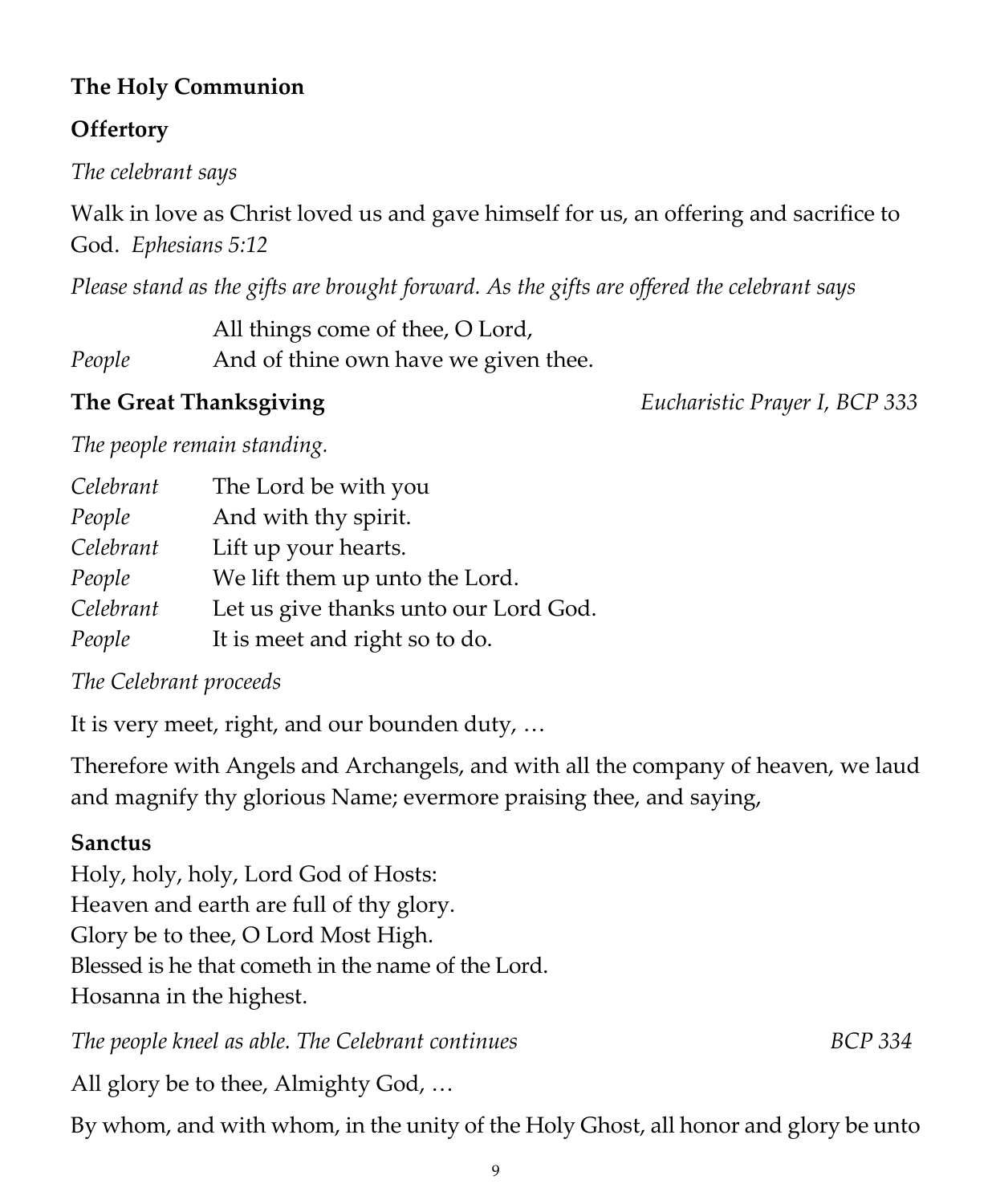**The Holy Communion**

**Offertory**

*The celebrant says*

Walk in love as Christ loved us and gave himself for us, an offering and sacrifice to God. *Ephesians 5:12*

*Please stand as the gifts are brought forward. As the gifts are offered the celebrant says*

| | |
|---|---|
| | All things come of thee, O Lord, |
| *People* | And of thine own have we given thee. |

**The Great Thanksgiving** *Eucharistic Prayer I, BCP 333*

*The people remain standing.*

| | |
|---|---|
| *Celebrant* | The Lord be with you |
| *People* | And with thy spirit. |
| *Celebrant* | Lift up your hearts. |
| *People* | We lift them up unto the Lord. |
| *Celebrant* | Let us give thanks unto our Lord God. |
| *People* | It is meet and right so to do. |

*The Celebrant proceeds*

It is very meet, right, and our bounden duty, …

Therefore with Angels and Archangels, and with all the company of heaven, we laud and magnify thy glorious Name; evermore praising thee, and saying,

**Sanctus**
Holy, holy, holy, Lord God of Hosts:
Heaven and earth are full of thy glory.
Glory be to thee, O Lord Most High.
Blessed is he that cometh in the name of the Lord.
Hosanna in the highest.

*The people kneel as able. The Celebrant continues* *BCP 334*

All glory be to thee, Almighty God, …

By whom, and with whom, in the unity of the Holy Ghost, all honor and glory be unto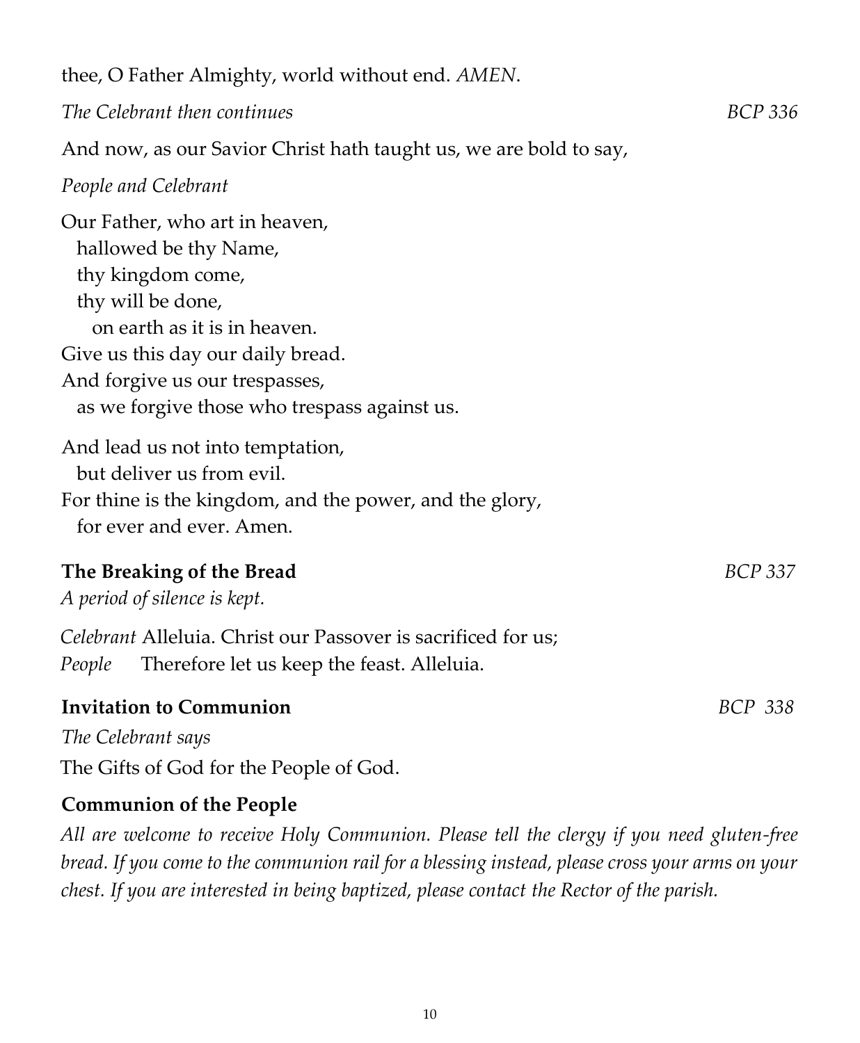thee, O Father Almighty, world without end. *AMEN*.

*The Celebrant then continues* *BCP 336*

And now, as our Savior Christ hath taught us, we are bold to say,

*People and Celebrant*

Our Father, who art in heaven,
hallowed be thy Name,
thy kingdom come,
thy will be done,
on earth as it is in heaven.
Give us this day our daily bread.
And forgive us our trespasses,
as we forgive those who trespass against us.

And lead us not into temptation,
but deliver us from evil.
For thine is the kingdom, and the power, and the glory,
for ever and ever. Amen.

**The Breaking of the Bread** *BCP 337*

*A period of silence is kept.*

*Celebrant* Alleluia. Christ our Passover is sacrificed for us;
*People* Therefore let us keep the feast. Alleluia.

**Invitation to Communion** *BCP 338*

*The Celebrant says*

The Gifts of God for the People of God.

**Communion of the People**

*All are welcome to receive Holy Communion. Please tell the clergy if you need gluten-free bread. If you come to the communion rail for a blessing instead, please cross your arms on your chest. If you are interested in being baptized, please contact the Rector of the parish.*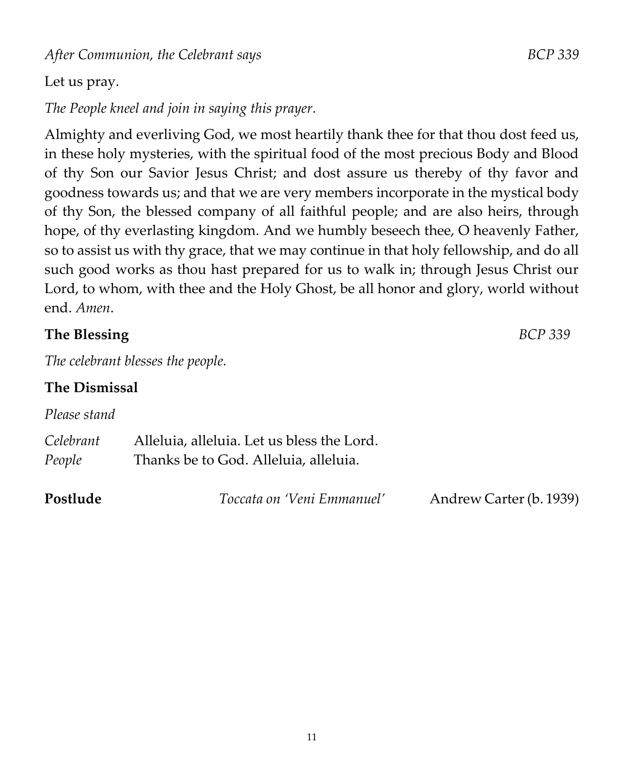*After Communion, the Celebrant says* *BCP 339*

Let us pray.

*The People kneel and join in saying this prayer.*

Almighty and everliving God, we most heartily thank thee for that thou dost feed us, in these holy mysteries, with the spiritual food of the most precious Body and Blood of thy Son our Savior Jesus Christ; and dost assure us thereby of thy favor and goodness towards us; and that we are very members incorporate in the mystical body of thy Son, the blessed company of all faithful people; and are also heirs, through hope, of thy everlasting kingdom. And we humbly beseech thee, O heavenly Father, so to assist us with thy grace, that we may continue in that holy fellowship, and do all such good works as thou hast prepared for us to walk in; through Jesus Christ our Lord, to whom, with thee and the Holy Ghost, be all honor and glory, world without end. *Amen*.

**The Blessing** *BCP 339*

*The celebrant blesses the people.*

**The Dismissal**

*Please stand*

*Celebrant* Alleluia, alleluia. Let us bless the Lord.
*People* Thanks be to God. Alleluia, alleluia.

**Postlude** *Toccata on 'Veni Emmanuel'* Andrew Carter (b. 1939)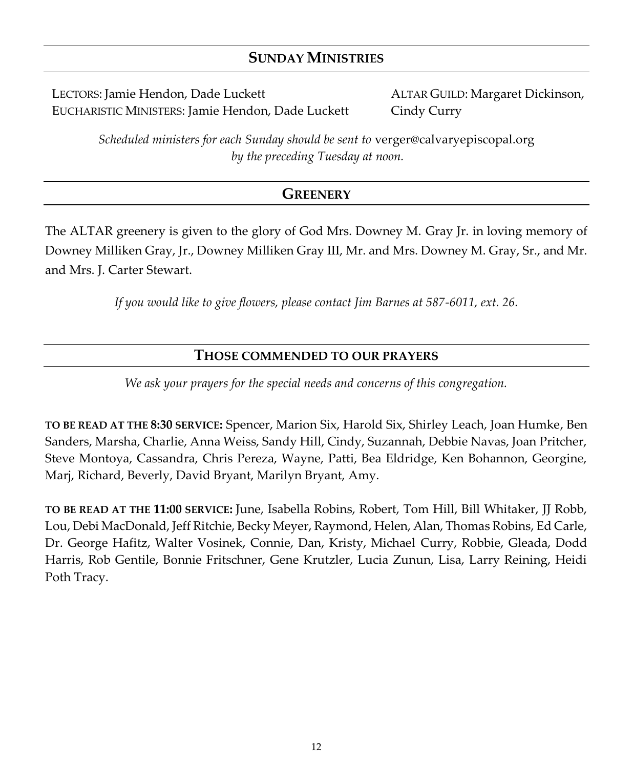## SUNDAY MINISTRIES

LECTORS: Jamie Hendon, Dade Luckett
EUCHARISTIC MINISTERS: Jamie Hendon, Dade Luckett

ALTAR GUILD: Margaret Dickinson, Cindy Curry

*Scheduled ministers for each Sunday should be sent to* verger@calvaryepiscopal.org *by the preceding Tuesday at noon.*

## GREENERY

The ALTAR greenery is given to the glory of God Mrs. Downey M. Gray Jr. in loving memory of Downey Milliken Gray, Jr., Downey Milliken Gray III, Mr. and Mrs. Downey M. Gray, Sr., and Mr. and Mrs. J. Carter Stewart.

*If you would like to give flowers, please contact Jim Barnes at 587-6011, ext. 26.*

## THOSE COMMENDED TO OUR PRAYERS

*We ask your prayers for the special needs and concerns of this congregation.*

**TO BE READ AT THE 8:30 SERVICE:** Spencer, Marion Six, Harold Six, Shirley Leach, Joan Humke, Ben Sanders, Marsha, Charlie, Anna Weiss, Sandy Hill, Cindy, Suzannah, Debbie Navas, Joan Pritcher, Steve Montoya, Cassandra, Chris Pereza, Wayne, Patti, Bea Eldridge, Ken Bohannon, Georgine, Marj, Richard, Beverly, David Bryant, Marilyn Bryant, Amy.

**TO BE READ AT THE 11:00 SERVICE:** June, Isabella Robins, Robert, Tom Hill, Bill Whitaker, JJ Robb, Lou, Debi MacDonald, Jeff Ritchie, Becky Meyer, Raymond, Helen, Alan, Thomas Robins, Ed Carle, Dr. George Hafitz, Walter Vosinek, Connie, Dan, Kristy, Michael Curry, Robbie, Gleada, Dodd Harris, Rob Gentile, Bonnie Fritschner, Gene Krutzler, Lucia Zunun, Lisa, Larry Reining, Heidi Poth Tracy.